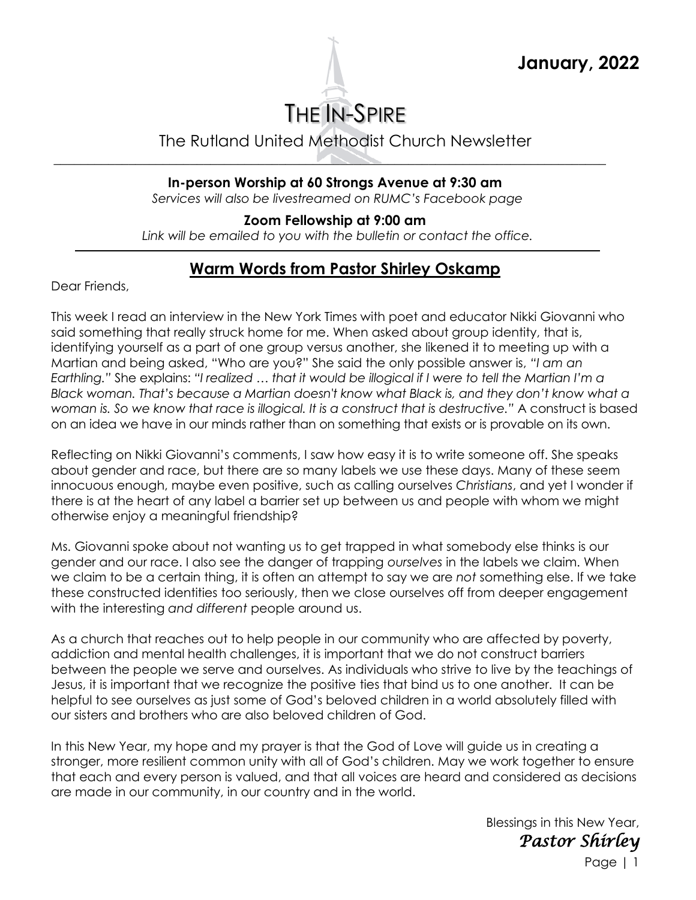**January, 2022**

# THE IN-SPIRE

The Rutland United Methodist Church Newsletter

---

**In-person Worship at 60 Strongs Avenue at 9:30 am**

*Services will also be livestreamed on RUMC's Facebook page*

**Zoom Fellowship at 9:00 am**

*Link will be emailed to you with the bulletin or contact the office.*

---

## Warm Words from Pastor Shirley Oskamp

Dear Friends,

This week I read an interview in the New York Times with poet and educator Nikki Giovanni who said something that really struck home for me. When asked about group identity, that is, identifying yourself as a part of one group versus another, she likened it to meeting up with a Martian and being asked, "Who are you?" She said the only possible answer is, *"I am an Earthling."* She explains: *"I realized … that it would be illogical if I were to tell the Martian I'm a Black woman. That's because a Martian doesn't know what Black is, and they don't know what a woman is. So we know that race is illogical. It is a construct that is destructive."* A construct is based on an idea we have in our minds rather than on something that exists or is provable on its own.

Reflecting on Nikki Giovanni's comments, I saw how easy it is to write someone off. She speaks about gender and race, but there are so many labels we use these days. Many of these seem innocuous enough, maybe even positive, such as calling ourselves *Christians*, and yet I wonder if there is at the heart of any label a barrier set up between us and people with whom we might otherwise enjoy a meaningful friendship?

Ms. Giovanni spoke about not wanting us to get trapped in what somebody else thinks is our gender and our race. I also see the danger of trapping *ourselves* in the labels we claim. When we claim to be a certain thing, it is often an attempt to say we are *not* something else. If we take these constructed identities too seriously, then we close ourselves off from deeper engagement with the interesting *and different* people around us.

As a church that reaches out to help people in our community who are affected by poverty, addiction and mental health challenges, it is important that we do not construct barriers between the people we serve and ourselves. As individuals who strive to live by the teachings of Jesus, it is important that we recognize the positive ties that bind us to one another. It can be helpful to see ourselves as just some of God's beloved children in a world absolutely filled with our sisters and brothers who are also beloved children of God.

In this New Year, my hope and my prayer is that the God of Love will guide us in creating a stronger, more resilient common unity with all of God's children. May we work together to ensure that each and every person is valued, and that all voices are heard and considered as decisions are made in our community, in our country and in the world.

Blessings in this New Year,

*Pastor Shirley*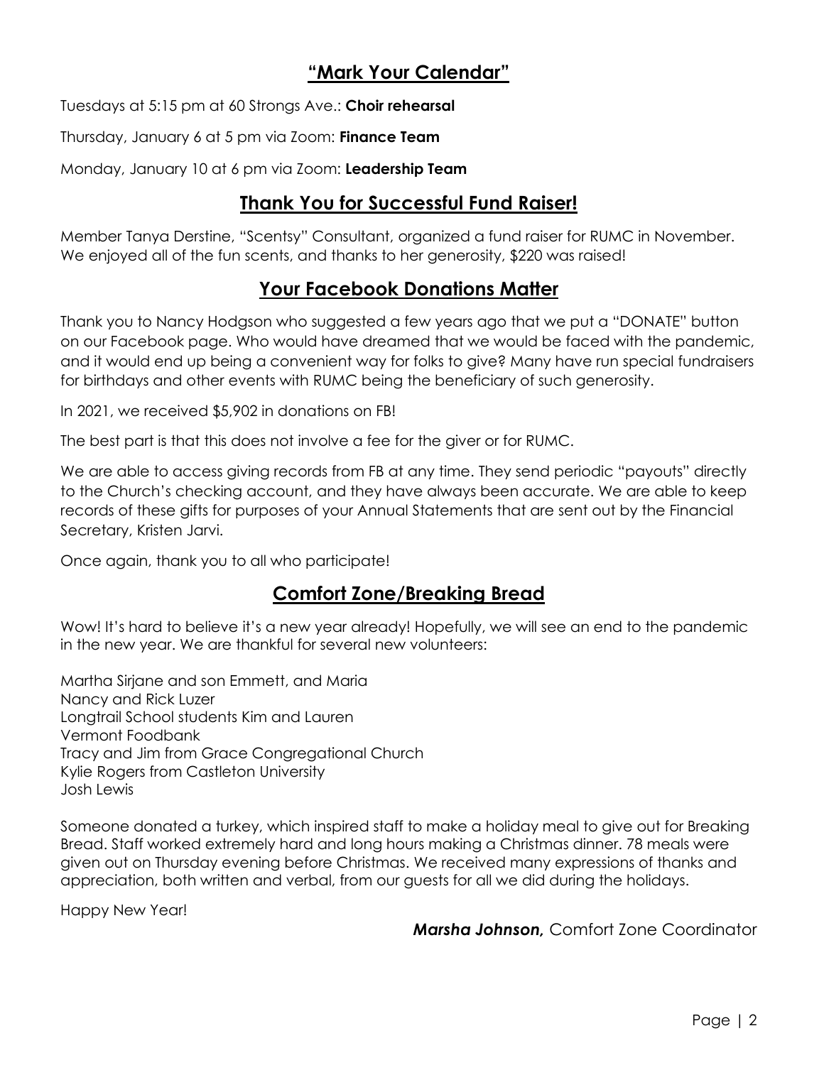## "Mark Your Calendar"

Tuesdays at 5:15 pm at 60 Strongs Ave.: **Choir rehearsal**

Thursday, January 6 at 5 pm via Zoom: **Finance Team**

Monday, January 10 at 6 pm via Zoom: **Leadership Team**

## Thank You for Successful Fund Raiser!

Member Tanya Derstine, "Scentsy" Consultant, organized a fund raiser for RUMC in November. We enjoyed all of the fun scents, and thanks to her generosity, $220 was raised!

## Your Facebook Donations Matter

Thank you to Nancy Hodgson who suggested a few years ago that we put a "DONATE" button on our Facebook page. Who would have dreamed that we would be faced with the pandemic, and it would end up being a convenient way for folks to give? Many have run special fundraisers for birthdays and other events with RUMC being the beneficiary of such generosity.

In 2021, we received $5,902 in donations on FB!

The best part is that this does not involve a fee for the giver or for RUMC.

We are able to access giving records from FB at any time. They send periodic "payouts" directly to the Church's checking account, and they have always been accurate. We are able to keep records of these gifts for purposes of your Annual Statements that are sent out by the Financial Secretary, Kristen Jarvi.

Once again, thank you to all who participate!

## Comfort Zone/Breaking Bread

Wow! It's hard to believe it's a new year already! Hopefully, we will see an end to the pandemic in the new year. We are thankful for several new volunteers:

Martha Sirjane and son Emmett, and Maria
Nancy and Rick Luzer
Longtrail School students Kim and Lauren
Vermont Foodbank
Tracy and Jim from Grace Congregational Church
Kylie Rogers from Castleton University
Josh Lewis

Someone donated a turkey, which inspired staff to make a holiday meal to give out for Breaking Bread. Staff worked extremely hard and long hours making a Christmas dinner. 78 meals were given out on Thursday evening before Christmas. We received many expressions of thanks and appreciation, both written and verbal, from our guests for all we did during the holidays.

Happy New Year!

***Marsha Johnson,*** Comfort Zone Coordinator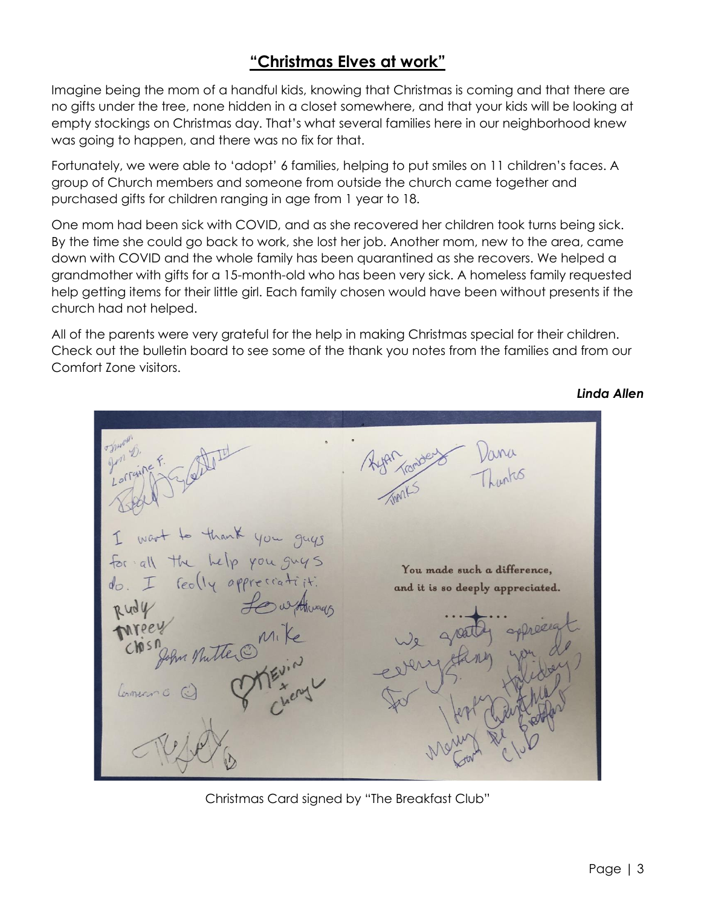# "Christmas Elves at work"

Imagine being the mom of a handful kids, knowing that Christmas is coming and that there are no gifts under the tree, none hidden in a closet somewhere, and that your kids will be looking at empty stockings on Christmas day. That's what several families here in our neighborhood knew was going to happen, and there was no fix for that.

Fortunately, we were able to 'adopt' 6 families, helping to put smiles on 11 children's faces. A group of Church members and someone from outside the church came together and purchased gifts for children ranging in age from 1 year to 18.

One mom had been sick with COVID, and as she recovered her children took turns being sick. By the time she could go back to work, she lost her job. Another mom, new to the area, came down with COVID and the whole family has been quarantined as she recovers. We helped a grandmother with gifts for a 15-month-old who has been very sick. A homeless family requested help getting items for their little girl. Each family chosen would have been without presents if the church had not helped.

All of the parents were very grateful for the help in making Christmas special for their children. Check out the bulletin board to see some of the thank you notes from the families and from our Comfort Zone visitors.

***Linda Allen***

You made such a difference,
and it is so deeply appreciated.

Christmas Card signed by "The Breakfast Club"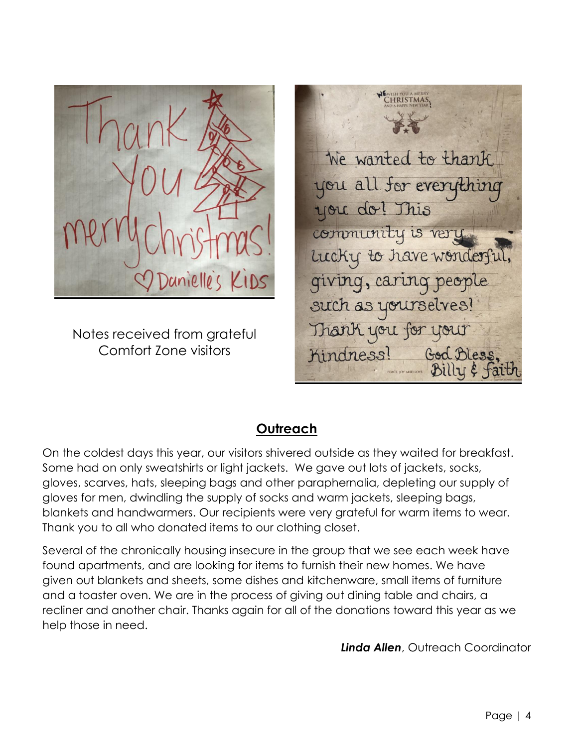Thank You merry christmas! ♡ Danielle's Kids

Notes received from grateful Comfort Zone visitors

WE WISH YOU A MERRY CHRISTMAS AND A HAPPY NEW YEAR!

We wanted to thank you all for everything you do! This community is very lucky to have wonderful, giving, caring people such as yourselves! Thank you for your Kindness! God Bless, Billy & Faith

## Outreach

On the coldest days this year, our visitors shivered outside as they waited for breakfast. Some had on only sweatshirts or light jackets. We gave out lots of jackets, socks, gloves, scarves, hats, sleeping bags and other paraphernalia, depleting our supply of gloves for men, dwindling the supply of socks and warm jackets, sleeping bags, blankets and handwarmers. Our recipients were very grateful for warm items to wear. Thank you to all who donated items to our clothing closet.

Several of the chronically housing insecure in the group that we see each week have found apartments, and are looking for items to furnish their new homes. We have given out blankets and sheets, some dishes and kitchenware, small items of furniture and a toaster oven. We are in the process of giving out dining table and chairs, a recliner and another chair. Thanks again for all of the donations toward this year as we help those in need.

***Linda Allen***, Outreach Coordinator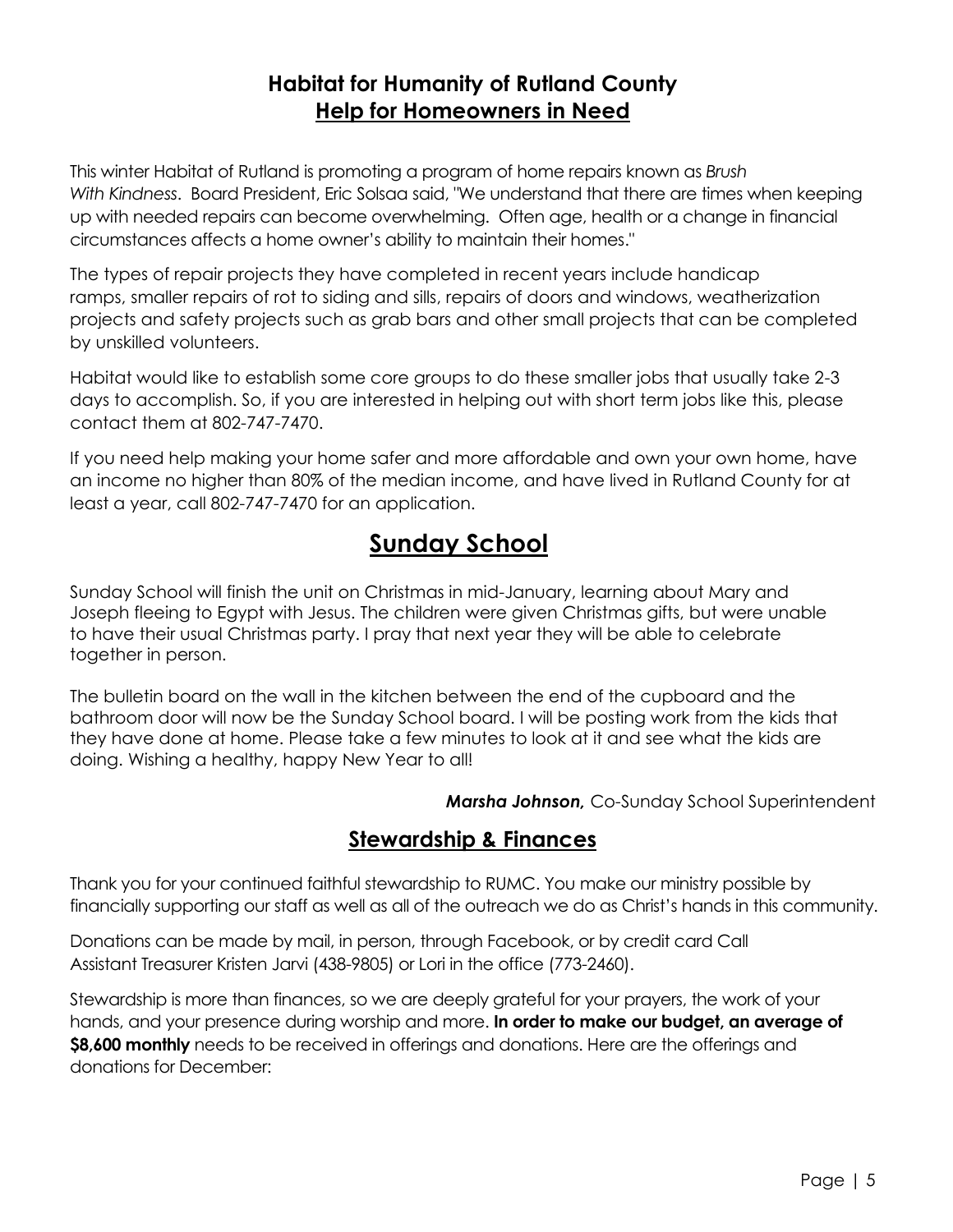## Habitat for Humanity of Rutland County
## Help for Homeowners in Need

This winter Habitat of Rutland is promoting a program of home repairs known as *Brush With Kindness*. Board President, Eric Solsaa said, "We understand that there are times when keeping up with needed repairs can become overwhelming. Often age, health or a change in financial circumstances affects a home owner's ability to maintain their homes."

The types of repair projects they have completed in recent years include handicap ramps, smaller repairs of rot to siding and sills, repairs of doors and windows, weatherization projects and safety projects such as grab bars and other small projects that can be completed by unskilled volunteers.

Habitat would like to establish some core groups to do these smaller jobs that usually take 2-3 days to accomplish. So, if you are interested in helping out with short term jobs like this, please contact them at 802-747-7470.

If you need help making your home safer and more affordable and own your own home, have an income no higher than 80% of the median income, and have lived in Rutland County for at least a year, call 802-747-7470 for an application.

# Sunday School

Sunday School will finish the unit on Christmas in mid-January, learning about Mary and Joseph fleeing to Egypt with Jesus. The children were given Christmas gifts, but were unable to have their usual Christmas party. I pray that next year they will be able to celebrate together in person.

The bulletin board on the wall in the kitchen between the end of the cupboard and the bathroom door will now be the Sunday School board. I will be posting work from the kids that they have done at home. Please take a few minutes to look at it and see what the kids are doing. Wishing a healthy, happy New Year to all!

***Marsha Johnson,*** Co-Sunday School Superintendent

## Stewardship & Finances

Thank you for your continued faithful stewardship to RUMC. You make our ministry possible by financially supporting our staff as well as all of the outreach we do as Christ's hands in this community.

Donations can be made by mail, in person, through Facebook, or by credit card Call Assistant Treasurer Kristen Jarvi (438-9805) or Lori in the office (773-2460).

Stewardship is more than finances, so we are deeply grateful for your prayers, the work of your hands, and your presence during worship and more. **In order to make our budget, an average of $8,600 monthly** needs to be received in offerings and donations. Here are the offerings and donations for December: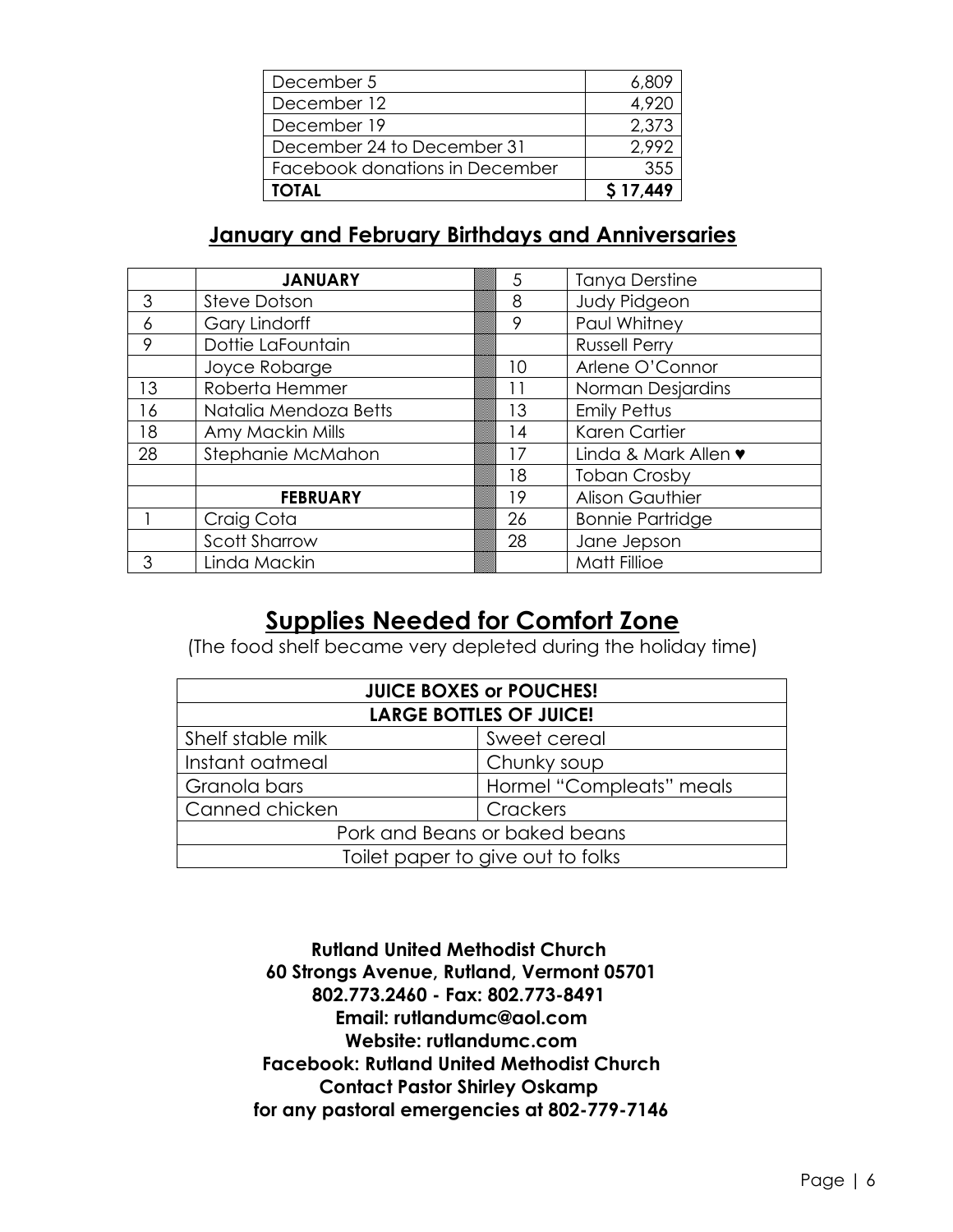| | |
|---|---|
| December 5 | 6,809 |
| December 12 | 4,920 |
| December 19 | 2,373 |
| December 24 to December 31 | 2,992 |
| Facebook donations in December | 355 |
| **TOTAL** | **$ 17,449** |

## January and February Birthdays and Anniversaries

| | | | | |
|---|---|---|---|---|
| | **JANUARY** | | 5 | Tanya Derstine |
| 3 | Steve Dotson | | 8 | Judy Pidgeon |
| 6 | Gary Lindorff | | 9 | Paul Whitney |
| 9 | Dottie LaFountain | | | Russell Perry |
| | Joyce Robarge | | 10 | Arlene O'Connor |
| 13 | Roberta Hemmer | | 11 | Norman Desjardins |
| 16 | Natalia Mendoza Betts | | 13 | Emily Pettus |
| 18 | Amy Mackin Mills | | 14 | Karen Cartier |
| 28 | Stephanie McMahon | | 17 | Linda & Mark Allen ♥ |
| | | | 18 | Toban Crosby |
| | **FEBRUARY** | | 19 | Alison Gauthier |
| 1 | Craig Cota | | 26 | Bonnie Partridge |
| | Scott Sharrow | | 28 | Jane Jepson |
| 3 | Linda Mackin | | | Matt Fillioe |

# Supplies Needed for Comfort Zone

(The food shelf became very depleted during the holiday time)

| | |
|---|---|
| **JUICE BOXES or POUCHES!** | |
| **LARGE BOTTLES OF JUICE!** | |
| Shelf stable milk | Sweet cereal |
| Instant oatmeal | Chunky soup |
| Granola bars | Hormel "Compleats" meals |
| Canned chicken | Crackers |
| Pork and Beans or baked beans | |
| Toilet paper to give out to folks | |

**Rutland United Methodist Church**
**60 Strongs Avenue, Rutland, Vermont 05701**
**802.773.2460 - Fax: 802.773-8491**
**Email: rutlandumc@aol.com**
**Website: rutlandumc.com**
**Facebook: Rutland United Methodist Church**
**Contact Pastor Shirley Oskamp**
**for any pastoral emergencies at 802-779-7146**